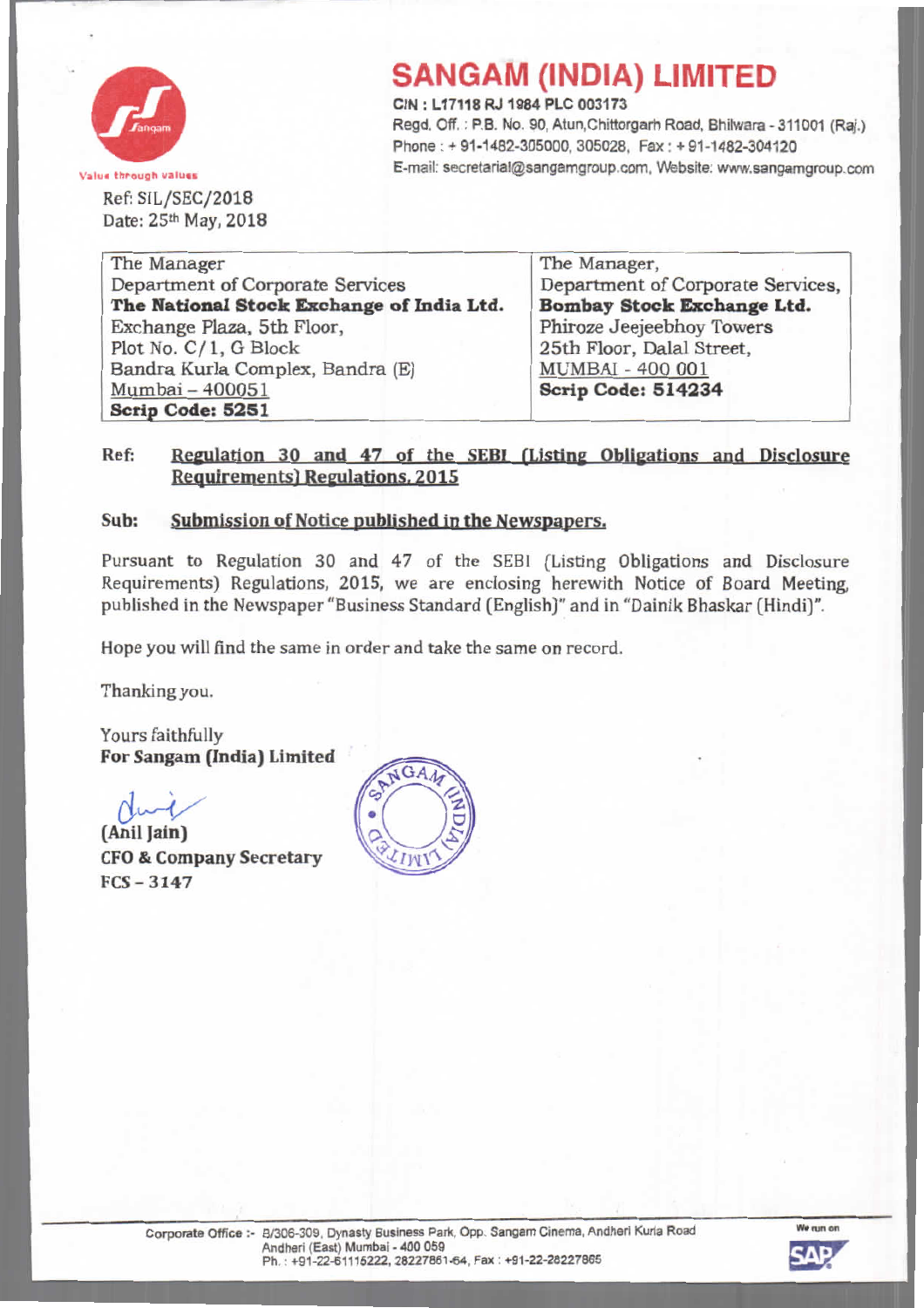# SANGAM (INDIA) LIMITED

CIN : L17118 RJ 1984 PLC 003173

Regd. Off. : P.B. No. 90, Atun,Chittorgarh Road, Bhilwara - 311001 (Raj.)

Phone : + 91-1482-305000, 305028, Fax : + 91-1482-304120

E-mail: secretarial@sangamgroup.com, Website: www.sangamgroup.com

Value through values

Ref: SIL/SEC/2018

Date: 25th May, 2018

| The Manager<br>Department of Corporate Services<br>**The National Stock Exchange of India Ltd.**<br>Exchange Plaza, 5th Floor,<br>Plot No. C/1, G Block<br>Bandra Kurla Complex, Bandra (E)<br>Mumbai – 400051<br>**Scrip Code: 5251** | The Manager,<br>Department of Corporate Services,<br>**Bombay Stock Exchange Ltd.**<br>Phiroze Jeejeebhoy Towers<br>25th Floor, Dalal Street,<br>MUMBAI - 400 001<br>**Scrip Code: 514234** |
|---|---|

**Ref:** **Regulation 30 and 47 of the SEBI (Listing Obligations and Disclosure Requirements) Regulations, 2015**

**Sub:** **Submission of Notice published in the Newspapers.**

Pursuant to Regulation 30 and 47 of the SEBI (Listing Obligations and Disclosure Requirements) Regulations, 2015, we are enclosing herewith Notice of Board Meeting, published in the Newspaper "Business Standard (English)" and in "Dainik Bhaskar (Hindi)".

Hope you will find the same in order and take the same on record.

Thanking you.

Yours faithfully

**For Sangam (India) Limited**

**(Anil Jain)**

**CFO & Company Secretary**

**FCS – 3147**

Corporate Office :- B/306-309, Dynasty Business Park, Opp. Sangam Cinema, Andheri Kurla Road Andheri (East) Mumbai - 400 059

Ph. : +91-22-61115222, 28227861-64, Fax : +91-22-28227865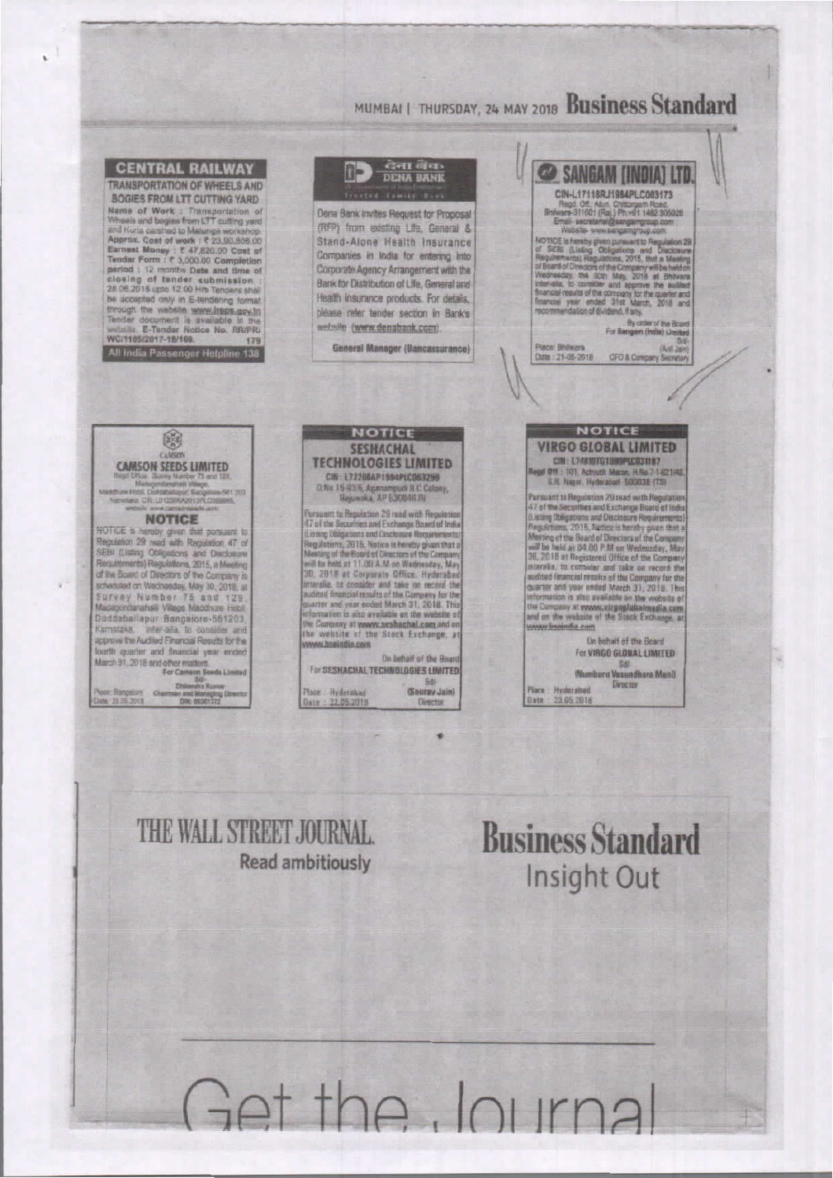MUMBAI | THURSDAY, 24 MAY 2018 **Business Standard**

## CENTRAL RAILWAY

**TRANSPORTATION OF WHEELS AND BOGIES FROM LTT CUTTING YARD**

**Name of Work :** Transportation of Wheels and bogies from LTT cutting yard and Kurla carshed to Matunga workshop. **Approx. Cost of work :** ₹ 23,90,806.00 **Earnest Money :** ₹ 47,820.00 **Cost of Tender Form :** ₹ 3,000.00 **Completion period :** 12 months **Date and time of closing of tender submission :** 28.06.2018 upto 12.00 Hrs Tenders shall be accepted only in E-tendering format through the website www.ireps.gov.in Tender document is available in the website. **E-Tender Notice No. RR/PR/ WC/1105/2017-18/109.** 179

**All India Passenger Helpline 138**

---

## देना बैंक DENA BANK

Dena Bank invites Request for Proposal (RFP) from existing Life, General & Stand-Alone Health Insurance Companies in India for entering into Corporate Agency Arrangement with the Bank for Distribution of Life, General and Health Insurance products. For details, please refer tender section in Bank's website (www.denabank.com).

**General Manager (Bancassurance)**

---

## SANGAM (INDIA) LTD.

CIN-L17118RJ1984PLC003173

Regd. Off.: Atun, Chittorgarh Road, Bhilwara-311001 (Raj.) Ph.:+91 1482 305028

Email- secretarial@sangamgroup.com

Website- www.sangamgroup.com

NOTICE is hereby given pursuant to Regulation 29 of SEBI (Listing Obligations and Disclosure Requirements) Regulations, 2015, that a Meeting of Board of Directors of the Company will be held on Wednesday, the 30th May, 2018 at Bhilwara inter-alia, to consider and approve the audited financial results of the company for the quarter and financial year ended 31st March, 2018 and recommendation of dividend, if any.

By order of the Board
For Sangam (India) Limited
Sd/-
(Anil Jain)
CFO & Company Secretary

Place: Bhilwara
Date : 21-05-2018

---

## CAMSON SEEDS LIMITED

Regd Office: Survey Number 75 and 129, Madagondanahalli Village, Maddhure Hobli, Doddaballapur, Bangalore-561 203 Karnataka. CIN: L01200KA2013PLC00886. website: www.camsonseeds.com

### NOTICE

NOTICE is hereby given that pursuant to Regulation 29 read with Regulation 47 of SEBI (Listing Obligations and Disclosure Requirements) Regulations, 2015, a Meeting of the Board of Directors of the Company is scheduled on Wednesday, May 30, 2018, at Survey Number 75 and 129, Madagondanahalli Village Maddhure Hobli Doddaballapur Bangalore-561203, Karnataka, inter-alia, to consider and approve the Audited Financial Results for the fourth quarter and financial year ended March 31, 2018 and other matters.

For Camson Seeds Limited
Sd/-
Dhirendra Kumar
Chairman and Managing Director
DIN: 00301372

Place: Bangalore
Date: 23.05.2018

---

## NOTICE

## SESHACHAL TECHNOLOGIES LIMITED

CIN : L72200AP1994PLC063299

D.No 15-63/5, Agaramapudi B C Colony, Bejawada, AP 530046 IN

Pursuant to Regulation 29 read with Regulation 47 of the Securities and Exchange Board of India (Listing Obligations and Disclosure Requirements) Regulations, 2015, Notice is hereby given that a Meeting of the Board of Directors of the Company will be held at 11.00 A.M on Wednesday, May 30, 2018 at Corporate Office, Hyderabad interalia, to consider and take on record the audited financial results of the Company for the quarter and year ended March 31, 2018. This information is also available on the website of the Company at www.seshachal.com and on the website of the Stock Exchange, at www.bseindia.com

On behalf of the Board
For SESHACHAL TECHNOLOGIES LIMITED
Sd/-
(Sourav Jain)
Director

Place : Hyderabad
Date : 22.05.2018

---

## NOTICE

## VIRGO GLOBAL LIMITED

CIN : L74910TG1990PLC031187

Regd Off : 101, Achruth Manor, H.No.7-1-621/48, S.R. Nagar, Hyderabad 500038 (TS)

Pursuant to Regulation 29 read with Regulation 47 of the Securities and Exchange Board of India (Listing Obligations and Disclosure Requirements) Regulations, 2015, Notice is hereby given that a Meeting of the Board of Directors of the Company will be held at 04.00 P.M on Wednesday, May 30, 2018 at Registered Office of the Company interalia, to consider and take on record the audited financial results of the Company for the quarter and year ended March 31, 2018. This information is also available on the website of the Company at www.virgoglobalmedia.com and on the website of the Stock Exchange, at www.bseindia.com

On behalf of the Board
For VIRGO GLOBAL LIMITED
Sd/-
(Numburu Vasundhara Mani)
Director

Place : Hyderabad
Date : 23.05.2018

---

THE WALL STREET JOURNAL.
Read ambitiously

**Business Standard**
Insight Out

Get the Journal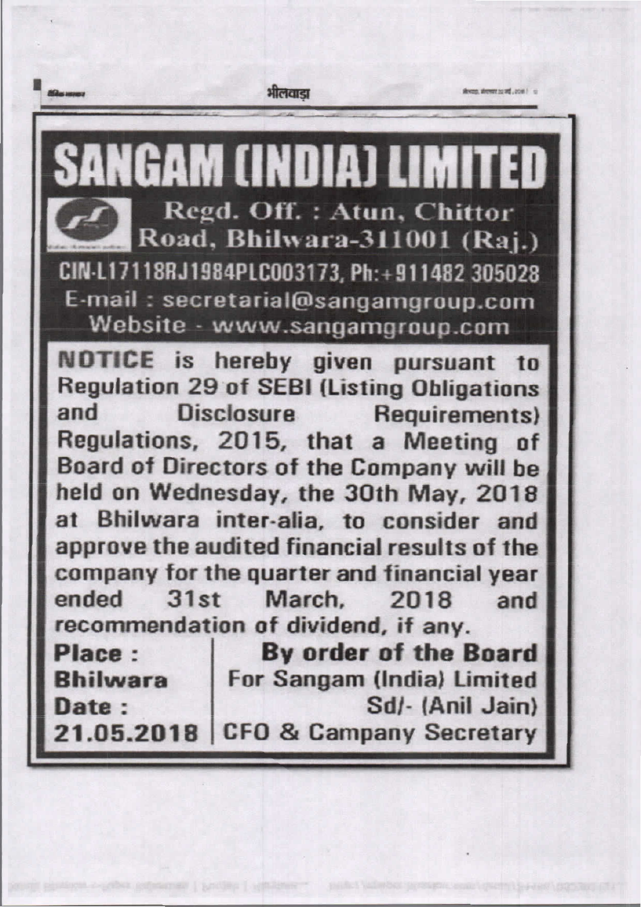# SANGAM (INDIA) LIMITED

Regd. Off. : Atun, Chittor Road, Bhilwara-311001 (Raj.)

CIN-L17118RJ1984PLC003173, Ph:+911482 305028

E-mail : secretarial@sangamgroup.com

Website - www.sangamgroup.com

**NOTICE** is hereby given pursuant to Regulation 29 of SEBI (Listing Obligations and Disclosure Requirements) Regulations, 2015, that a Meeting of Board of Directors of the Company will be held on Wednesday, the 30th May, 2018 at Bhilwara inter-alia, to consider and approve the audited financial results of the company for the quarter and financial year ended 31st March, 2018 and recommendation of dividend, if any.

| | |
|---|---|
| **Place :** | **By order of the Board** |
| **Bhilwara** | For Sangam (India) Limited |
| **Date :** | Sd/- (Anil Jain) |
| **21.05.2018** | CFO & Campany Secretary |